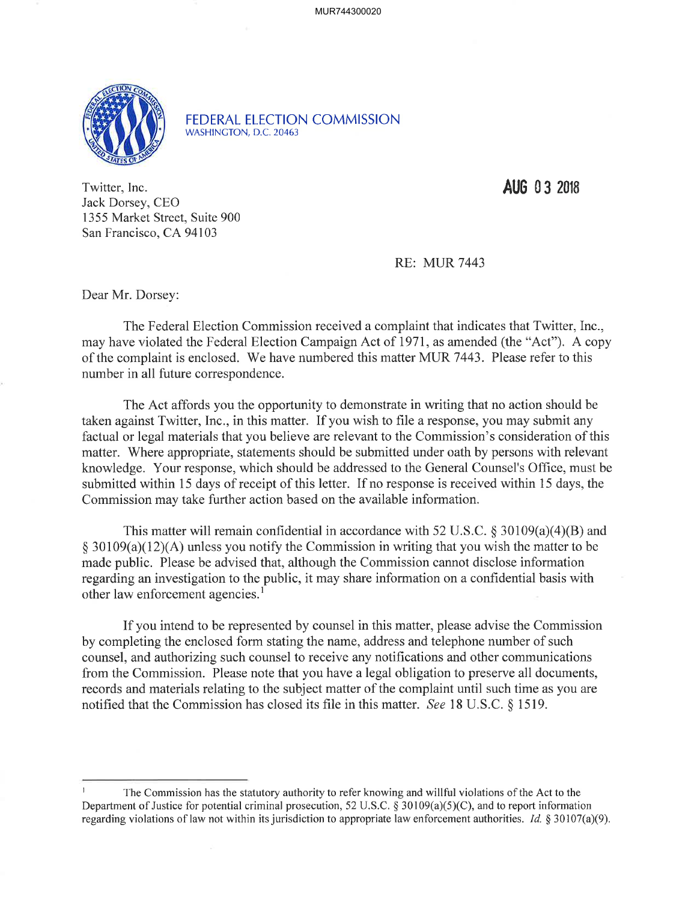FEDERAL ELECTION COMMISSION
WASHINGTON, D.C. 20463

Twitter, Inc.
Jack Dorsey, CEO
1355 Market Street, Suite 900
San Francisco, CA 94103

**AUG 03 2018**

RE: MUR 7443

Dear Mr. Dorsey:

The Federal Election Commission received a complaint that indicates that Twitter, Inc., may have violated the Federal Election Campaign Act of 1971, as amended (the "Act"). A copy of the complaint is enclosed. We have numbered this matter MUR 7443. Please refer to this number in all future correspondence.

The Act affords you the opportunity to demonstrate in writing that no action should be taken against Twitter, Inc., in this matter. If you wish to file a response, you may submit any factual or legal materials that you believe are relevant to the Commission's consideration of this matter. Where appropriate, statements should be submitted under oath by persons with relevant knowledge. Your response, which should be addressed to the General Counsel's Office, must be submitted within 15 days of receipt of this letter. If no response is received within 15 days, the Commission may take further action based on the available information.

This matter will remain confidential in accordance with 52 U.S.C. § 30109(a)(4)(B) and § 30109(a)(12)(A) unless you notify the Commission in writing that you wish the matter to be made public. Please be advised that, although the Commission cannot disclose information regarding an investigation to the public, it may share information on a confidential basis with other law enforcement agencies.[1]

If you intend to be represented by counsel in this matter, please advise the Commission by completing the enclosed form stating the name, address and telephone number of such counsel, and authorizing such counsel to receive any notifications and other communications from the Commission. Please note that you have a legal obligation to preserve all documents, records and materials relating to the subject matter of the complaint until such time as you are notified that the Commission has closed its file in this matter. *See* 18 U.S.C. § 1519.

---

[1] The Commission has the statutory authority to refer knowing and willful violations of the Act to the Department of Justice for potential criminal prosecution, 52 U.S.C. § 30109(a)(5)(C), and to report information regarding violations of law not within its jurisdiction to appropriate law enforcement authorities. *Id.* § 30107(a)(9).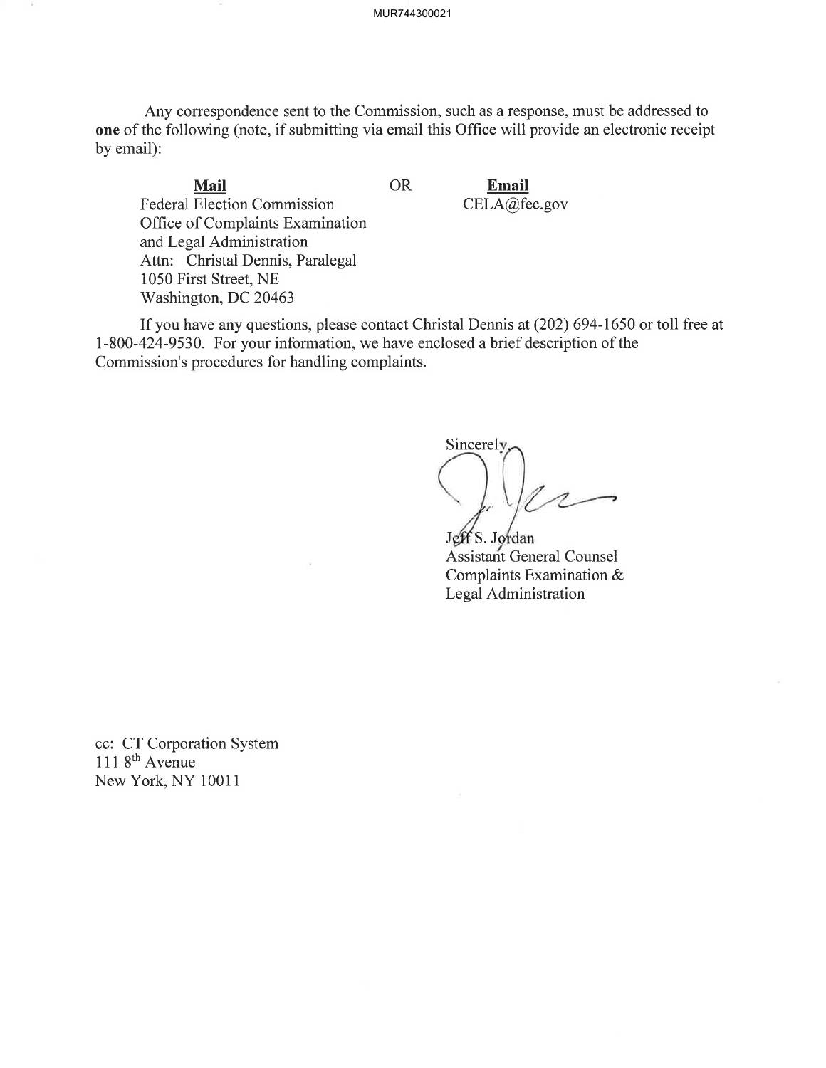Any correspondence sent to the Commission, such as a response, must be addressed to **one** of the following (note, if submitting via email this Office will provide an electronic receipt by email):

| **Mail** | OR | **Email** |
|---|---|---|
| Federal Election Commission<br>Office of Complaints Examination and Legal Administration<br>Attn: Christal Dennis, Paralegal<br>1050 First Street, NE<br>Washington, DC 20463 | | CELA@fec.gov |

If you have any questions, please contact Christal Dennis at (202) 694-1650 or toll free at 1-800-424-9530. For your information, we have enclosed a brief description of the Commission's procedures for handling complaints.

Sincerely,

Jeff S. Jordan
Assistant General Counsel
Complaints Examination &
Legal Administration

cc: CT Corporation System
111 8th Avenue
New York, NY 10011